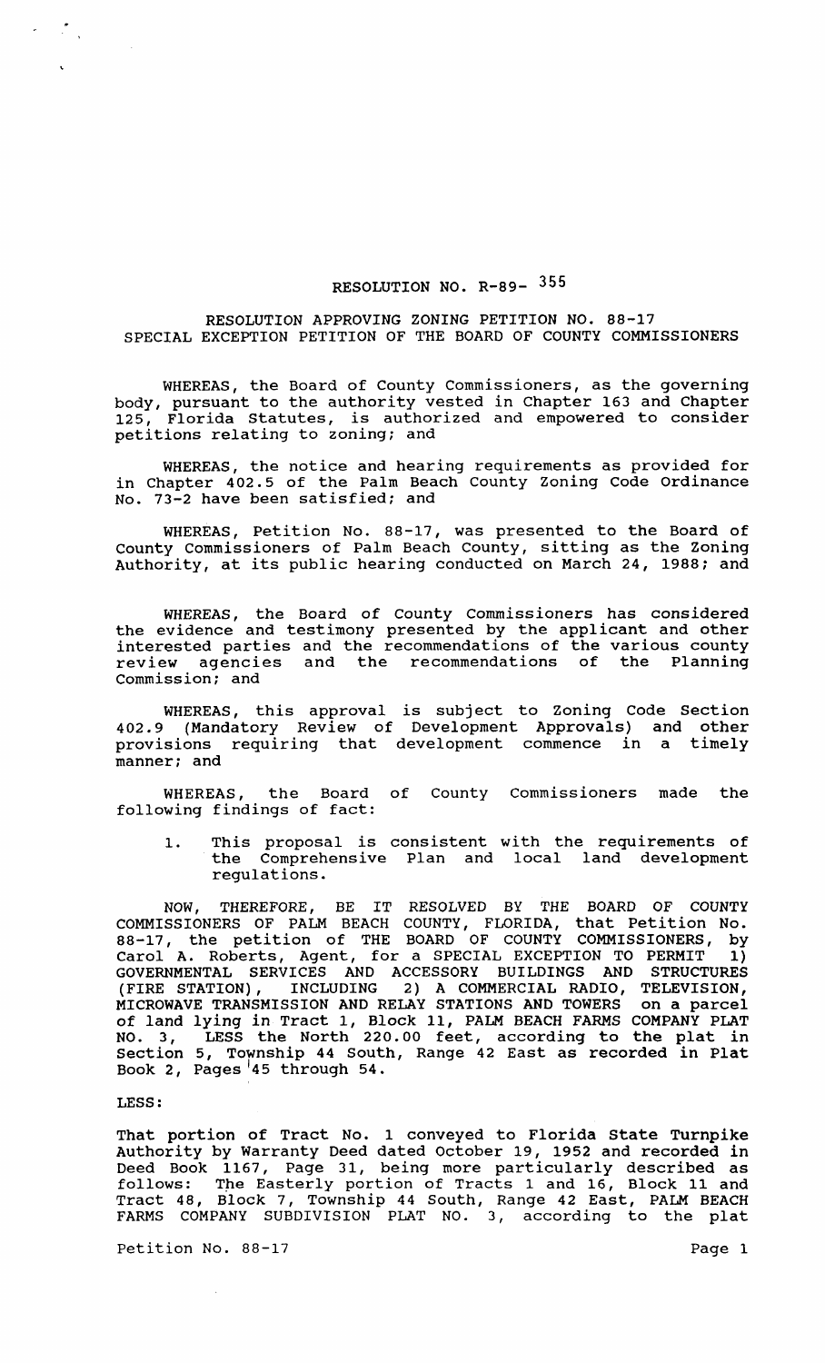# RESOLUTION NO. R-89- 355

## RESOLUTION APPROVING ZONING PETITION NO. 88-17 SPECIAL EXCEPTION PETITION OF THE BOARD OF COUNTY COMMISSIONERS

WHEREAS, the Board of County Commissioners, as the governing body, pursuant to the authority vested in Chapter 163 and Chapter 125, Florida Statutes, is authorized and empowered to consider petitions relating to zoning; and

WHEREAS, the notice and hearing requirements as provided for in Chapter 402.5 of the Palm Beach County Zoning Code Ordinance No. 73-2 have been satisfied; and

WHEREAS, Petition No. 88-17, was presented to the Board of County Commissioners of Palm Beach County, sitting as the Zoning Authority, at its public hearing conducted on March 24, 1988; and

WHEREAS, the Board of County Commissioners has considered the evidence and testimony presented by the applicant and other interested parties and the recommendations of the various county review agencies and the recommendations of the Planning Commission; and

WHEREAS, this approval is subject to Zoning Code Section 402.9 (Mandatory Review of Development Approvals) and other provisions requiring that development commence in a timely manner; and

WHEREAS, the Board of County Commissioners made the following findings of fact:

1. This proposal is consistent with the requirements of the Comprehensive Plan and local land development regulations.

NOW, THEREFORE, BE IT RESOLVED BY THE BOARD OF COUNTY COMMISSIONERS OF PALM BEACH COUNTY, FLORIDA, that Petition No. 88-17, the petition of THE BOARD OF COUNTY COMMISSIONERS, by Carol A. Roberts, Agent, for a SPECIAL EXCEPTION TO PERMIT 1) GOVERNMENTAL SERVICES AND ACCESSORY BUILDINGS AND STRUCTURES (FIRE STATION), INCLUDING 2) A COMMERCIAL RADIO, TELEVISION, MICROWAVE TRANSMISSION AND RELAY STATIONS AND TOWERS on a parcel of land lying in Tract 1, Block 11, PALM BEACH FARMS COMPANY PLAT NO. 3, LESS the North 220.00 feet, according to the plat in Section 5, Township 44 South, Range 42 East as recorded in Plat Book 2, Pages 45 through 54.

LESS:

That portion of Tract No. 1 conveyed to Florida State Turnpike Authority by Warranty Deed dated October 19, 1952 and recorded in Deed Book 1167, Page 31, being more particularly described as follows: The Easterly portion of Tracts 1 and 16, Block 11 and Tract 48, Block 7, Township 44 South, Range 42 East, PALM BEACH FARMS COMPANY SUBDIVISION PLAT NO. 3, according to the plat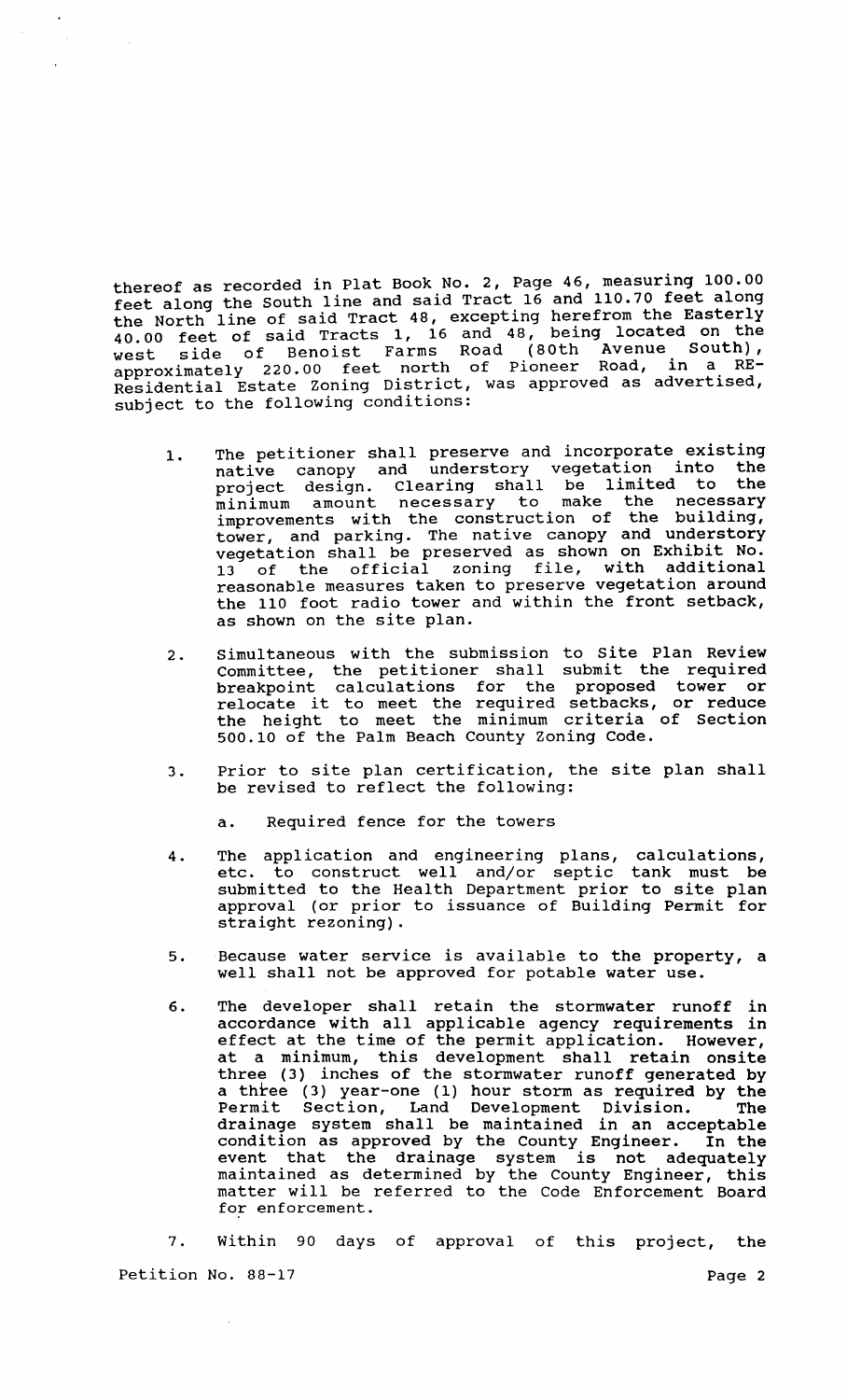thereof as recorded in Plat Book No. 2, Page 46, measuring 100.00 feet along the South line and said Tract 16 and 110.70 feet along the North line of said Tract 48, excepting herefrom the Easterly 40.00 feet of said Tracts 1, 16 and 48, being located on the west side of Benoist Farms Road (80th Avenue South), approximately 220.00 feet north of Pioneer Road, in a RE-Residential Estate Zoning District, was approved as advertised, subject to the following conditions:

1. The petitioner shall preserve and incorporate existing native canopy and understory vegetation into the project design. Clearing shall be limited to the minimum amount necessary to make the necessary improvements with the construction of the building, tower, and parking. The native canopy and understory vegetation shall be preserved as shown on Exhibit No. 13 of the official zoning file, with additional reasonable measures taken to preserve vegetation around the 110 foot radio tower and within the front setback, as shown on the site plan.

2. Simultaneous with the submission to Site Plan Review Committee, the petitioner shall submit the required breakpoint calculations for the proposed tower or relocate it to meet the required setbacks, or reduce the height to meet the minimum criteria of Section 500.10 of the Palm Beach County Zoning Code.

3. Prior to site plan certification, the site plan shall be revised to reflect the following:

   a. Required fence for the towers

4. The application and engineering plans, calculations, etc. to construct well and/or septic tank must be submitted to the Health Department prior to site plan approval (or prior to issuance of Building Permit for straight rezoning).

5. Because water service is available to the property, a well shall not be approved for potable water use.

6. The developer shall retain the stormwater runoff in accordance with all applicable agency requirements in effect at the time of the permit application. However, at a minimum, this development shall retain onsite three (3) inches of the stormwater runoff generated by a three (3) year-one (1) hour storm as required by the Permit Section, Land Development Division. The drainage system shall be maintained in an acceptable condition as approved by the County Engineer. In the event that the drainage system is not adequately maintained as determined by the County Engineer, this matter will be referred to the Code Enforcement Board for enforcement.

7. Within 90 days of approval of this project, the

Petition No. 88-17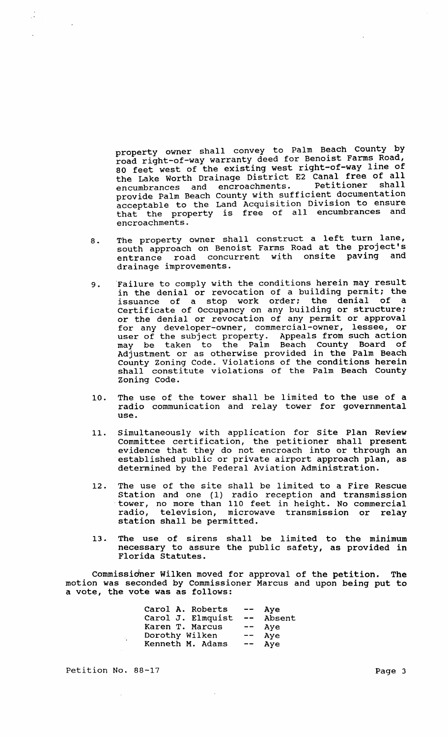property owner shall convey to Palm Beach County by road right-of-way warranty deed for Benoist Farms Road, 80 feet west of the existing west right-of-way line of the Lake Worth Drainage District E2 Canal free of all encumbrances and encroachments. Petitioner shall provide Palm Beach County with sufficient documentation acceptable to the Land Acquisition Division to ensure that the property is free of all encumbrances and encroachments.

8. The property owner shall construct a left turn lane, south approach on Benoist Farms Road at the project's entrance road concurrent with onsite paving and drainage improvements.

9. Failure to comply with the conditions herein may result in the denial or revocation of a building permit; the issuance of a stop work order; the denial of a Certificate of Occupancy on any building or structure; or the denial or revocation of any permit or approval for any developer-owner, commercial-owner, lessee, or user of the subject property. Appeals from such action may be taken to the Palm Beach County Board of Adjustment or as otherwise provided in the Palm Beach County Zoning Code. Violations of the conditions herein shall constitute violations of the Palm Beach County Zoning Code.

10. The use of the tower shall be limited to the use of a radio communication and relay tower for governmental use.

11. Simultaneously with application for Site Plan Review Committee certification, the petitioner shall present evidence that they do not encroach into or through an established public or private airport approach plan, as determined by the Federal Aviation Administration.

12. The use of the site shall be limited to a Fire Rescue Station and one (1) radio reception and transmission tower, no more than 110 feet in height. No commercial radio, television, microwave transmission or relay station shall be permitted.

13. The use of sirens shall be limited to the minimum necessary to assure the public safety, as provided in Florida Statutes.

Commissioner Wilken moved for approval of the petition. The motion was seconded by Commissioner Marcus and upon being put to a vote, the vote was as follows:

| | | |
|---|---|---|
| Carol A. Roberts | -- | Aye |
| Carol J. Elmquist | -- | Absent |
| Karen T. Marcus | -- | Aye |
| Dorothy Wilken | -- | Aye |
| Kenneth M. Adams | -- | Aye |

Petition No. 88-17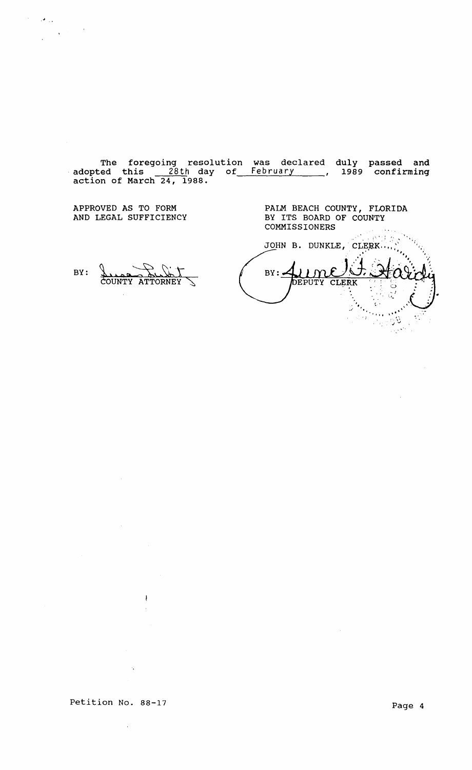The foregoing resolution was declared duly passed and adopted this 28th day of February, 1989 confirming action of March 24, 1988.

APPROVED AS TO FORM AND LEGAL SUFFICIENCY

BY: COUNTY ATTORNEY

PALM BEACH COUNTY, FLORIDA BY ITS BOARD OF COUNTY COMMISSIONERS

JOHN B. DUNKLE, CLERK

BY: DEPUTY CLERK

Petition No. 88-17